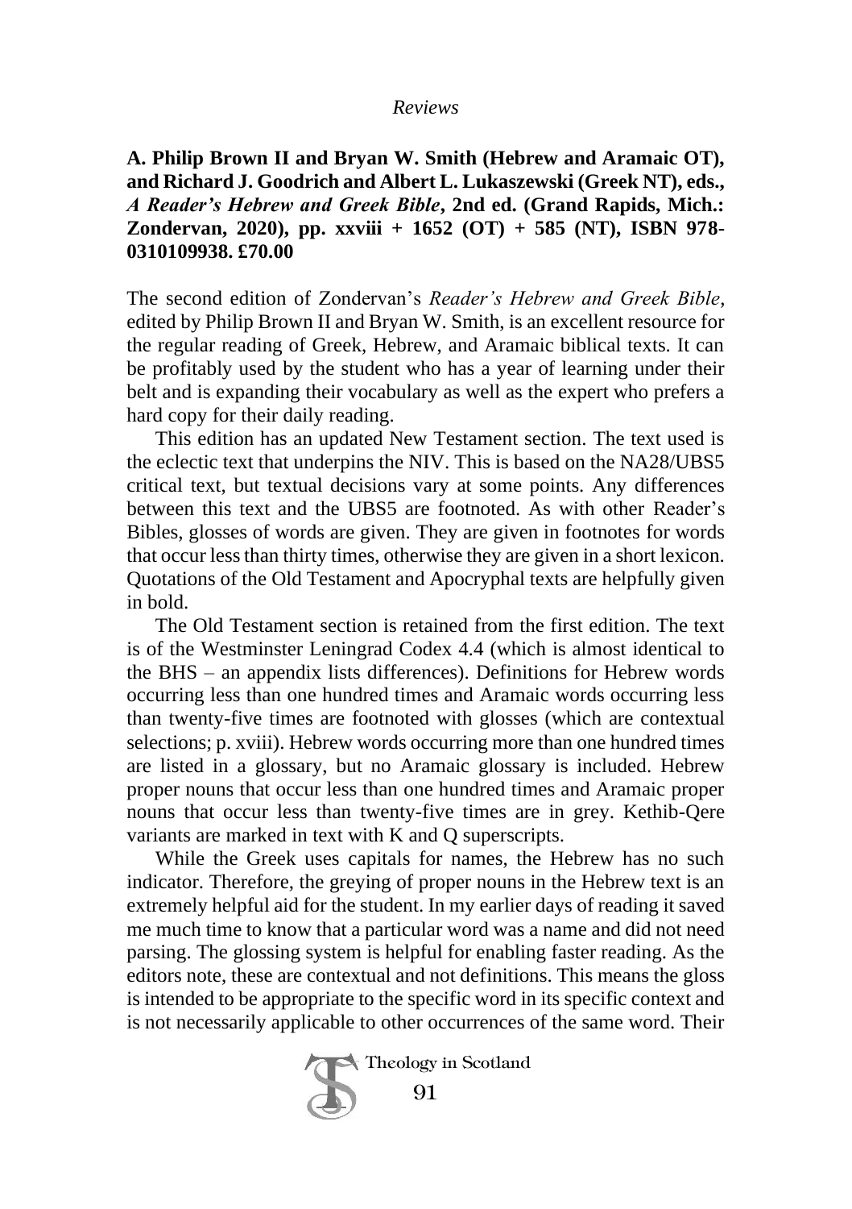**A. Philip Brown II and Bryan W. Smith (Hebrew and Aramaic OT), and Richard J. Goodrich and Albert L. Lukaszewski (Greek NT), eds., *A Reader's Hebrew and Greek Bible*, 2nd ed. (Grand Rapids, Mich.: Zondervan, 2020), pp. xxviii + 1652 (OT) + 585 (NT), ISBN 978-0310109938. £70.00**

The second edition of Zondervan's *Reader's Hebrew and Greek Bible*, edited by Philip Brown II and Bryan W. Smith, is an excellent resource for the regular reading of Greek, Hebrew, and Aramaic biblical texts. It can be profitably used by the student who has a year of learning under their belt and is expanding their vocabulary as well as the expert who prefers a hard copy for their daily reading.

This edition has an updated New Testament section. The text used is the eclectic text that underpins the NIV. This is based on the NA28/UBS5 critical text, but textual decisions vary at some points. Any differences between this text and the UBS5 are footnoted. As with other Reader's Bibles, glosses of words are given. They are given in footnotes for words that occur less than thirty times, otherwise they are given in a short lexicon. Quotations of the Old Testament and Apocryphal texts are helpfully given in bold.

The Old Testament section is retained from the first edition. The text is of the Westminster Leningrad Codex 4.4 (which is almost identical to the BHS – an appendix lists differences). Definitions for Hebrew words occurring less than one hundred times and Aramaic words occurring less than twenty-five times are footnoted with glosses (which are contextual selections; p. xviii). Hebrew words occurring more than one hundred times are listed in a glossary, but no Aramaic glossary is included. Hebrew proper nouns that occur less than one hundred times and Aramaic proper nouns that occur less than twenty-five times are in grey. Kethib-Qere variants are marked in text with K and Q superscripts.

While the Greek uses capitals for names, the Hebrew has no such indicator. Therefore, the greying of proper nouns in the Hebrew text is an extremely helpful aid for the student. In my earlier days of reading it saved me much time to know that a particular word was a name and did not need parsing. The glossing system is helpful for enabling faster reading. As the editors note, these are contextual and not definitions. This means the gloss is intended to be appropriate to the specific word in its specific context and is not necessarily applicable to other occurrences of the same word. Their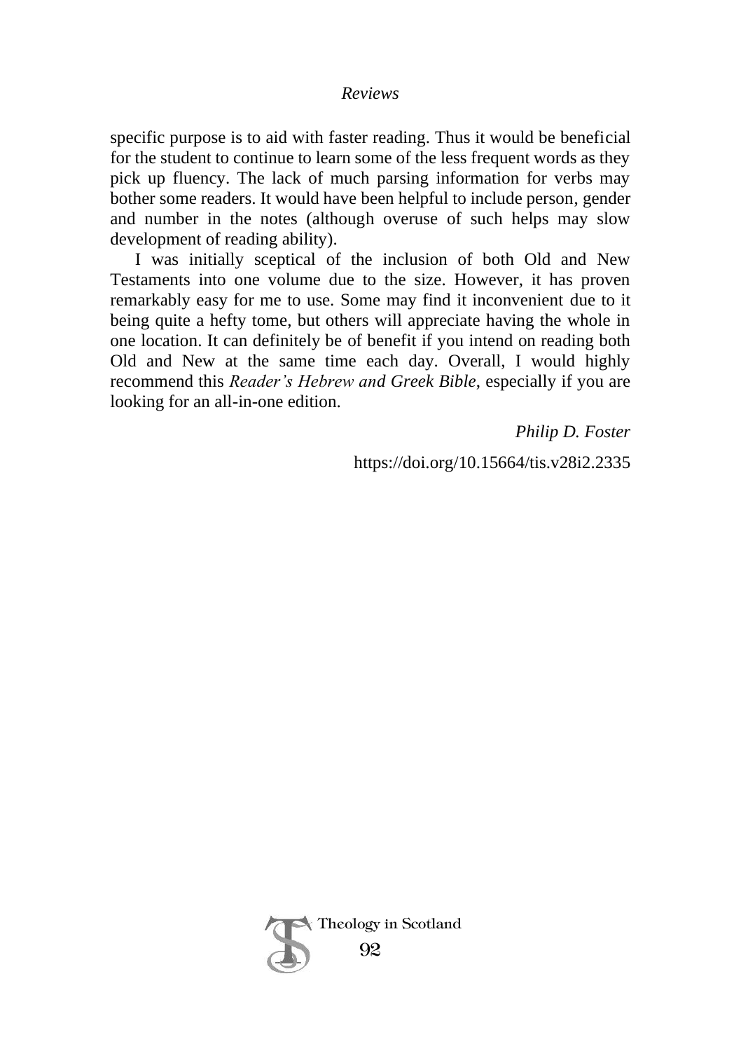specific purpose is to aid with faster reading. Thus it would be beneficial for the student to continue to learn some of the less frequent words as they pick up fluency. The lack of much parsing information for verbs may bother some readers. It would have been helpful to include person, gender and number in the notes (although overuse of such helps may slow development of reading ability).

I was initially sceptical of the inclusion of both Old and New Testaments into one volume due to the size. However, it has proven remarkably easy for me to use. Some may find it inconvenient due to it being quite a hefty tome, but others will appreciate having the whole in one location. It can definitely be of benefit if you intend on reading both Old and New at the same time each day. Overall, I would highly recommend this *Reader's Hebrew and Greek Bible*, especially if you are looking for an all-in-one edition.

*Philip D. Foster*

https://doi.org/10.15664/tis.v28i2.2335